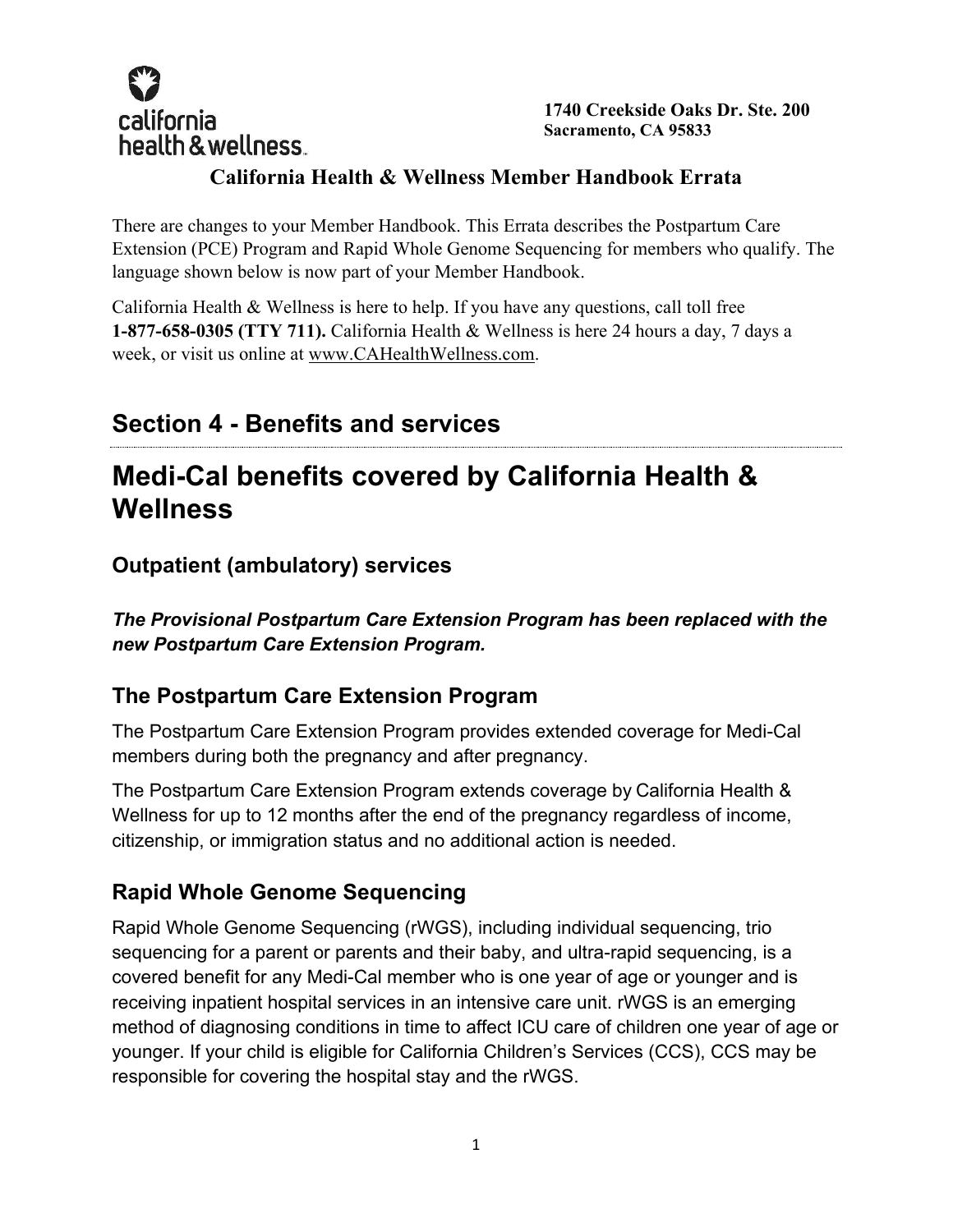california health & wellness

**1740 Creekside Oaks Dr. Ste. 200**
**Sacramento, CA 95833**

**California Health & Wellness Member Handbook Errata**

There are changes to your Member Handbook. This Errata describes the Postpartum Care Extension (PCE) Program and Rapid Whole Genome Sequencing for members who qualify. The language shown below is now part of your Member Handbook.

California Health & Wellness is here to help. If you have any questions, call toll free **1-877-658-0305 (TTY 711).** California Health & Wellness is here 24 hours a day, 7 days a week, or visit us online at www.CAHealthWellness.com.

## Section 4 - Benefits and services

# Medi-Cal benefits covered by California Health & Wellness

### Outpatient (ambulatory) services

***The Provisional Postpartum Care Extension Program has been replaced with the new Postpartum Care Extension Program.***

### The Postpartum Care Extension Program

The Postpartum Care Extension Program provides extended coverage for Medi-Cal members during both the pregnancy and after pregnancy.

The Postpartum Care Extension Program extends coverage by California Health & Wellness for up to 12 months after the end of the pregnancy regardless of income, citizenship, or immigration status and no additional action is needed.

### Rapid Whole Genome Sequencing

Rapid Whole Genome Sequencing (rWGS), including individual sequencing, trio sequencing for a parent or parents and their baby, and ultra-rapid sequencing, is a covered benefit for any Medi-Cal member who is one year of age or younger and is receiving inpatient hospital services in an intensive care unit. rWGS is an emerging method of diagnosing conditions in time to affect ICU care of children one year of age or younger. If your child is eligible for California Children's Services (CCS), CCS may be responsible for covering the hospital stay and the rWGS.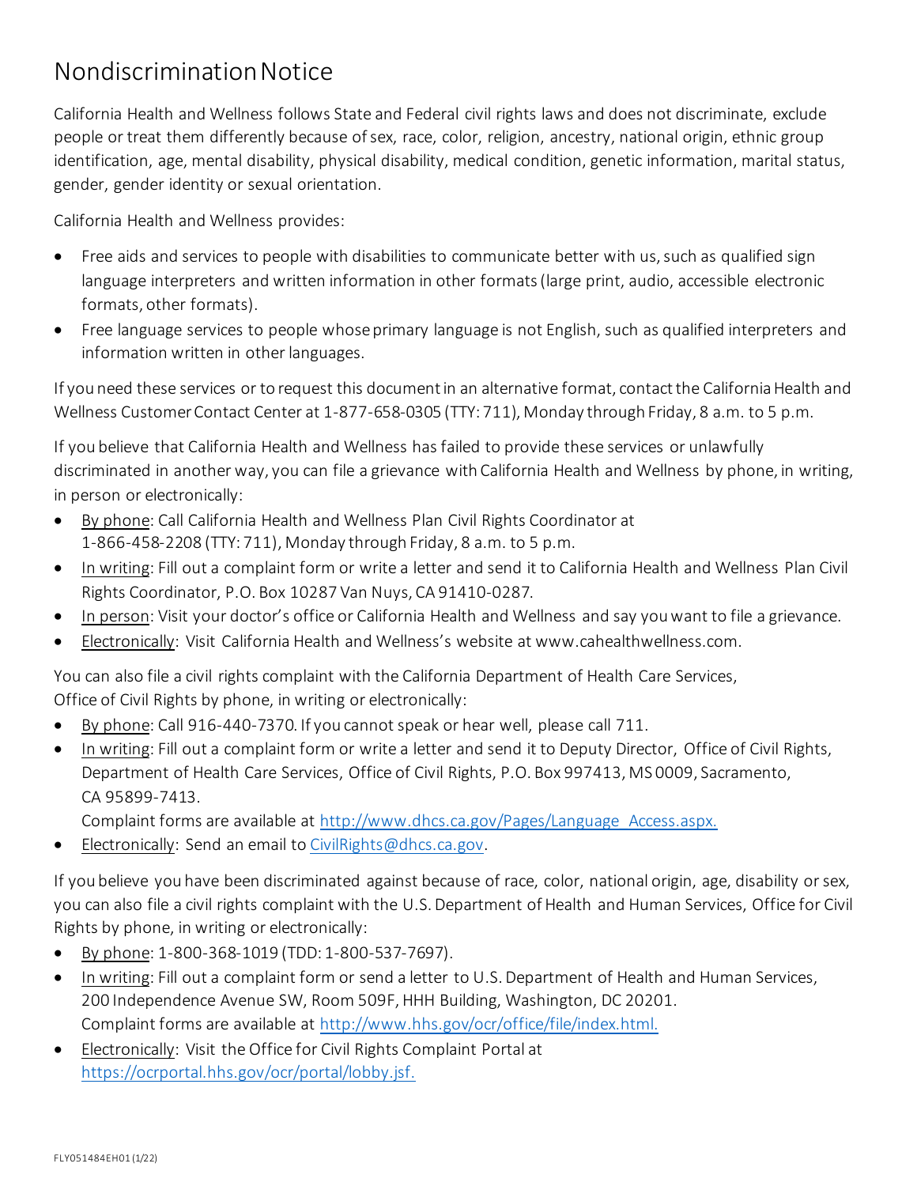# Nondiscrimination Notice

California Health and Wellness follows State and Federal civil rights laws and does not discriminate, exclude people or treat them differently because of sex, race, color, religion, ancestry, national origin, ethnic group identification, age, mental disability, physical disability, medical condition, genetic information, marital status, gender, gender identity or sexual orientation.

California Health and Wellness provides:

- Free aids and services to people with disabilities to communicate better with us, such as qualified sign language interpreters and written information in other formats (large print, audio, accessible electronic formats, other formats).
- Free language services to people whose primary language is not English, such as qualified interpreters and information written in other languages.

If you need these services or to request this document in an alternative format, contact the California Health and Wellness Customer Contact Center at 1-877-658-0305 (TTY: 711), Monday through Friday, 8 a.m. to 5 p.m.

If you believe that California Health and Wellness has failed to provide these services or unlawfully discriminated in another way, you can file a grievance with California Health and Wellness by phone, in writing, in person or electronically:

- By phone: Call California Health and Wellness Plan Civil Rights Coordinator at 1-866-458-2208 (TTY: 711), Monday through Friday, 8 a.m. to 5 p.m.
- In writing: Fill out a complaint form or write a letter and send it to California Health and Wellness Plan Civil Rights Coordinator, P.O. Box 10287 Van Nuys, CA 91410-0287.
- In person: Visit your doctor's office or California Health and Wellness and say you want to file a grievance.
- Electronically: Visit California Health and Wellness's website at www.cahealthwellness.com.

You can also file a civil rights complaint with the California Department of Health Care Services, Office of Civil Rights by phone, in writing or electronically:

- By phone: Call 916-440-7370. If you cannot speak or hear well, please call 711.
- In writing: Fill out a complaint form or write a letter and send it to Deputy Director, Office of Civil Rights, Department of Health Care Services, Office of Civil Rights, P.O. Box 997413, MS 0009, Sacramento, CA 95899-7413.
  Complaint forms are available at http://www.dhcs.ca.gov/Pages/Language_Access.aspx.
- Electronically: Send an email to CivilRights@dhcs.ca.gov.

If you believe you have been discriminated against because of race, color, national origin, age, disability or sex, you can also file a civil rights complaint with the U.S. Department of Health and Human Services, Office for Civil Rights by phone, in writing or electronically:

- By phone: 1-800-368-1019 (TDD: 1-800-537-7697).
- In writing: Fill out a complaint form or send a letter to U.S. Department of Health and Human Services, 200 Independence Avenue SW, Room 509F, HHH Building, Washington, DC 20201.
  Complaint forms are available at http://www.hhs.gov/ocr/office/file/index.html.
- Electronically: Visit the Office for Civil Rights Complaint Portal at https://ocrportal.hhs.gov/ocr/portal/lobby.jsf.

FLY051484EH01 (1/22)